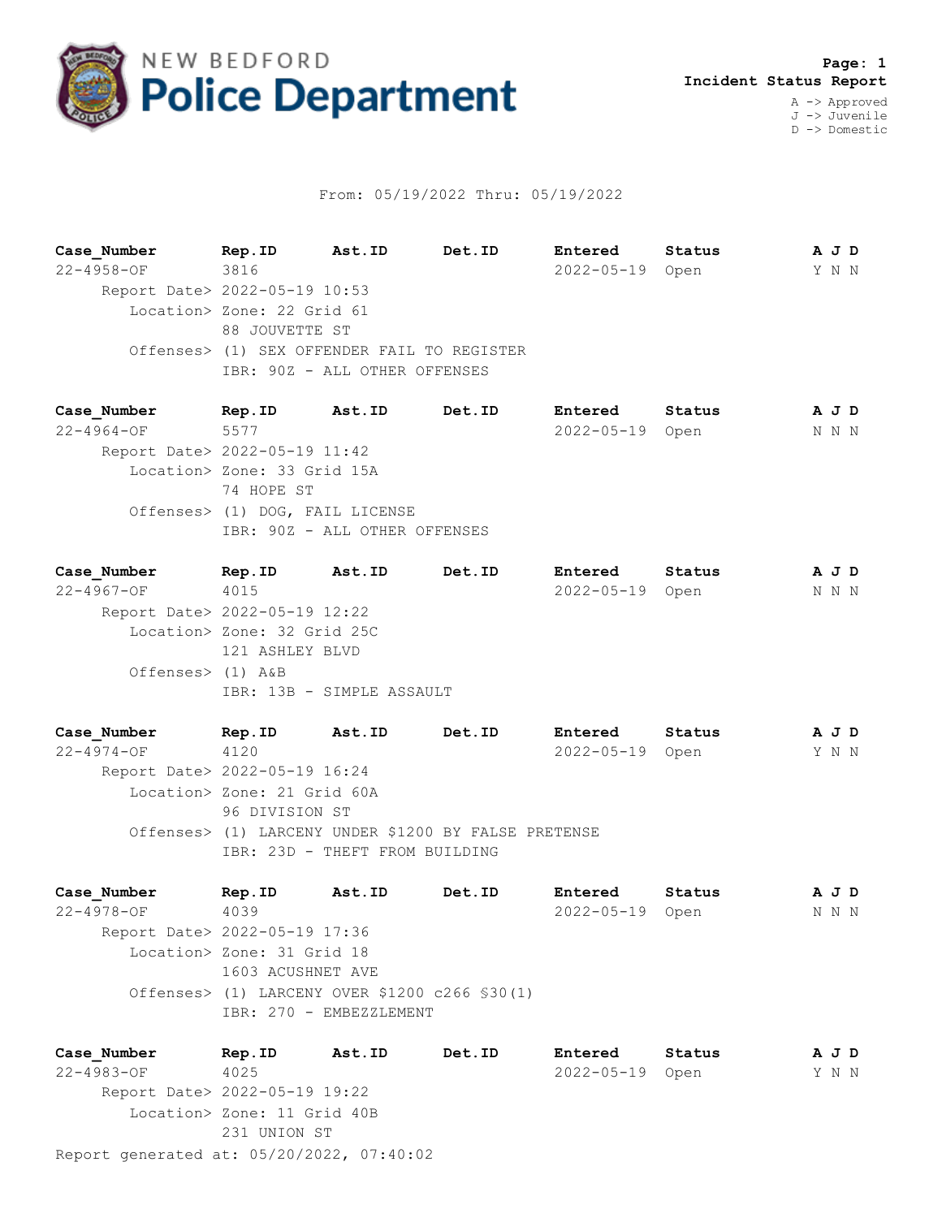# NEW BEDFORD Police Department

**Page: 1**
**Incident Status Report**

A -> Approved
J -> Juvenile
D -> Domestic

From: 05/19/2022 Thru: 05/19/2022

| Case_Number | Rep.ID | Ast.ID | Det.ID | Entered | Status | A J D |
|---|---|---|---|---|---|---|
| 22-4958-OF | 3816 | | | 2022-05-19 | Open | Y N N |

Report Date> 2022-05-19 10:53
Location> Zone: 22 Grid 61
88 JOUVETTE ST
Offenses> (1) SEX OFFENDER FAIL TO REGISTER
IBR: 90Z - ALL OTHER OFFENSES

| Case_Number | Rep.ID | Ast.ID | Det.ID | Entered | Status | A J D |
|---|---|---|---|---|---|---|
| 22-4964-OF | 5577 | | | 2022-05-19 | Open | N N N |

Report Date> 2022-05-19 11:42
Location> Zone: 33 Grid 15A
74 HOPE ST
Offenses> (1) DOG, FAIL LICENSE
IBR: 90Z - ALL OTHER OFFENSES

| Case_Number | Rep.ID | Ast.ID | Det.ID | Entered | Status | A J D |
|---|---|---|---|---|---|---|
| 22-4967-OF | 4015 | | | 2022-05-19 | Open | N N N |

Report Date> 2022-05-19 12:22
Location> Zone: 32 Grid 25C
121 ASHLEY BLVD
Offenses> (1) A&B
IBR: 13B - SIMPLE ASSAULT

| Case_Number | Rep.ID | Ast.ID | Det.ID | Entered | Status | A J D |
|---|---|---|---|---|---|---|
| 22-4974-OF | 4120 | | | 2022-05-19 | Open | Y N N |

Report Date> 2022-05-19 16:24
Location> Zone: 21 Grid 60A
96 DIVISION ST
Offenses> (1) LARCENY UNDER $1200 BY FALSE PRETENSE
IBR: 23D - THEFT FROM BUILDING

| Case_Number | Rep.ID | Ast.ID | Det.ID | Entered | Status | A J D |
|---|---|---|---|---|---|---|
| 22-4978-OF | 4039 | | | 2022-05-19 | Open | N N N |

Report Date> 2022-05-19 17:36
Location> Zone: 31 Grid 18
1603 ACUSHNET AVE
Offenses> (1) LARCENY OVER $1200 c266 §30(1)
IBR: 270 - EMBEZZLEMENT

| Case_Number | Rep.ID | Ast.ID | Det.ID | Entered | Status | A J D |
|---|---|---|---|---|---|---|
| 22-4983-OF | 4025 | | | 2022-05-19 | Open | Y N N |

Report Date> 2022-05-19 19:22
Location> Zone: 11 Grid 40B
231 UNION ST

Report generated at: 05/20/2022, 07:40:02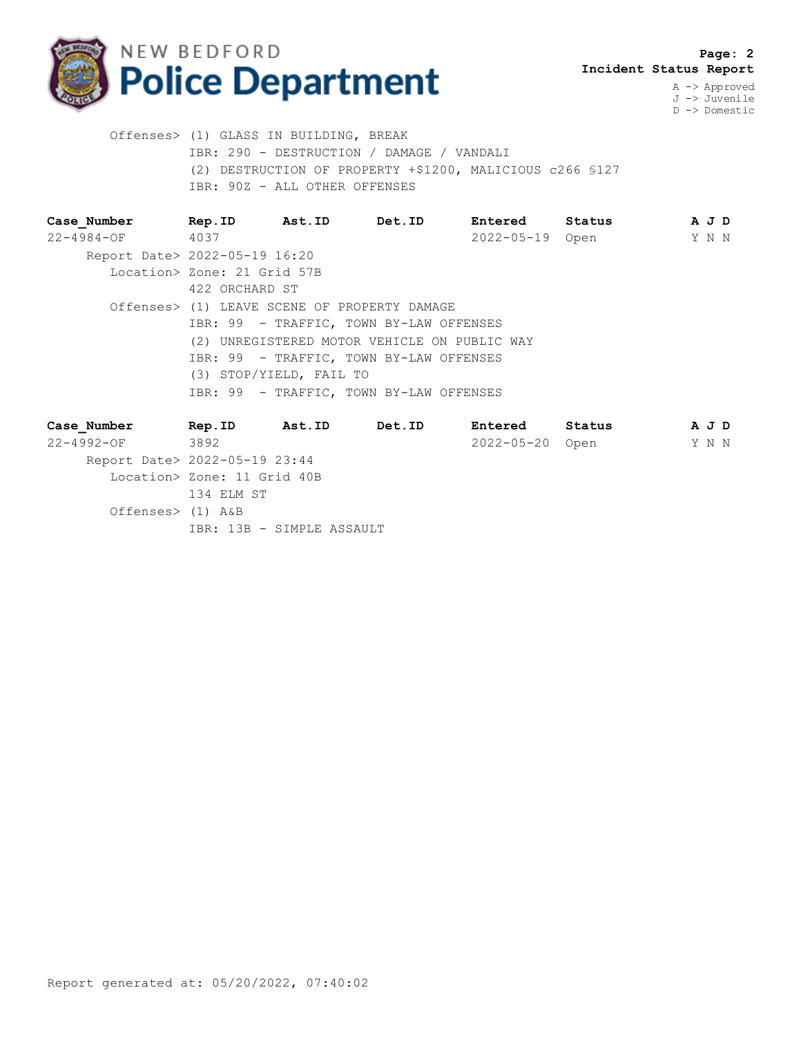**Incident Status Report**

A -> Approved
J -> Juvenile
D -> Domestic

Offenses> (1) GLASS IN BUILDING, BREAK
IBR: 290 - DESTRUCTION / DAMAGE / VANDALI
(2) DESTRUCTION OF PROPERTY +$1200, MALICIOUS c266 §127
IBR: 90Z - ALL OTHER OFFENSES

| Case_Number | Rep.ID | Ast.ID | Det.ID | Entered | Status | A | J | D |
|---|---|---|---|---|---|---|---|---|
| 22-4984-OF | 4037 | | | 2022-05-19 | Open | Y | N | N |

Report Date> 2022-05-19 16:20
Location> Zone: 21 Grid 57B
422 ORCHARD ST
Offenses> (1) LEAVE SCENE OF PROPERTY DAMAGE
IBR: 99 - TRAFFIC, TOWN BY-LAW OFFENSES
(2) UNREGISTERED MOTOR VEHICLE ON PUBLIC WAY
IBR: 99 - TRAFFIC, TOWN BY-LAW OFFENSES
(3) STOP/YIELD, FAIL TO
IBR: 99 - TRAFFIC, TOWN BY-LAW OFFENSES

| Case_Number | Rep.ID | Ast.ID | Det.ID | Entered | Status | A | J | D |
|---|---|---|---|---|---|---|---|---|
| 22-4992-OF | 3892 | | | 2022-05-20 | Open | Y | N | N |

Report Date> 2022-05-19 23:44
Location> Zone: 11 Grid 40B
134 ELM ST
Offenses> (1) A&B
IBR: 13B - SIMPLE ASSAULT

Report generated at: 05/20/2022, 07:40:02